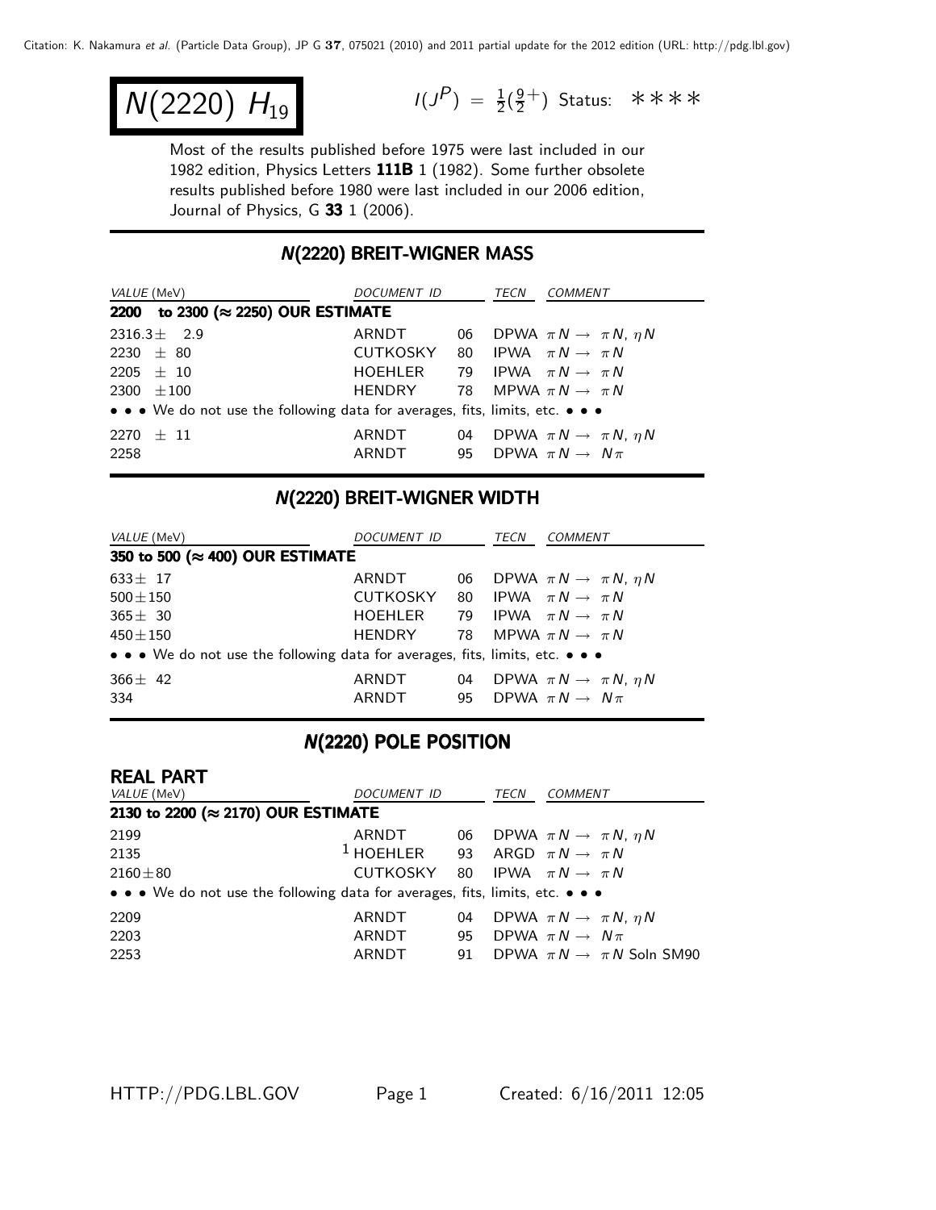# $N(2220)$ $H_{19}$

$I(J^P) = \frac{1}{2}(\frac{9}{2}^+)$ Status: ∗∗∗∗

Most of the results published before 1975 were last included in our 1982 edition, Physics Letters **111B** 1 (1982). Some further obsolete results published before 1980 were last included in our 2006 edition, Journal of Physics, G **33** 1 (2006).

## N(2220) BREIT-WIGNER MASS

| *VALUE* (MeV) | *DOCUMENT ID* | | *TECN* | *COMMENT* |
|---|---|---|---|---|
| **2200 to 2300 (≈ 2250) OUR ESTIMATE** | | | | |
| 2316.3 ± 2.9 | ARNDT | 06 | DPWA | $\pi N \rightarrow \pi N$, $\eta N$ |
| 2230 ± 80 | CUTKOSKY | 80 | IPWA | $\pi N \rightarrow \pi N$ |
| 2205 ± 10 | HOEHLER | 79 | IPWA | $\pi N \rightarrow \pi N$ |
| 2300 ± 100 | HENDRY | 78 | MPWA | $\pi N \rightarrow \pi N$ |
| • • • We do not use the following data for averages, fits, limits, etc. • • • | | | | |
| 2270 ± 11 | ARNDT | 04 | DPWA | $\pi N \rightarrow \pi N$, $\eta N$ |
| 2258 | ARNDT | 95 | DPWA | $\pi N \rightarrow N\pi$ |

## N(2220) BREIT-WIGNER WIDTH

| *VALUE* (MeV) | *DOCUMENT ID* | | *TECN* | *COMMENT* |
|---|---|---|---|---|
| **350 to 500 (≈ 400) OUR ESTIMATE** | | | | |
| 633 ± 17 | ARNDT | 06 | DPWA | $\pi N \rightarrow \pi N$, $\eta N$ |
| 500 ± 150 | CUTKOSKY | 80 | IPWA | $\pi N \rightarrow \pi N$ |
| 365 ± 30 | HOEHLER | 79 | IPWA | $\pi N \rightarrow \pi N$ |
| 450 ± 150 | HENDRY | 78 | MPWA | $\pi N \rightarrow \pi N$ |
| • • • We do not use the following data for averages, fits, limits, etc. • • • | | | | |
| 366 ± 42 | ARNDT | 04 | DPWA | $\pi N \rightarrow \pi N$, $\eta N$ |
| 334 | ARNDT | 95 | DPWA | $\pi N \rightarrow N\pi$ |

## N(2220) POLE POSITION

### REAL PART

| *VALUE* (MeV) | *DOCUMENT ID* | | *TECN* | *COMMENT* |
|---|---|---|---|---|
| **2130 to 2200 (≈ 2170) OUR ESTIMATE** | | | | |
| 2199 | ARNDT | 06 | DPWA | $\pi N \rightarrow \pi N$, $\eta N$ |
| 2135 | [1] HOEHLER | 93 | ARGD | $\pi N \rightarrow \pi N$ |
| 2160 ± 80 | CUTKOSKY | 80 | IPWA | $\pi N \rightarrow \pi N$ |
| • • • We do not use the following data for averages, fits, limits, etc. • • • | | | | |
| 2209 | ARNDT | 04 | DPWA | $\pi N \rightarrow \pi N$, $\eta N$ |
| 2203 | ARNDT | 95 | DPWA | $\pi N \rightarrow N\pi$ |
| 2253 | ARNDT | 91 | DPWA | $\pi N \rightarrow \pi N$ Soln SM90 |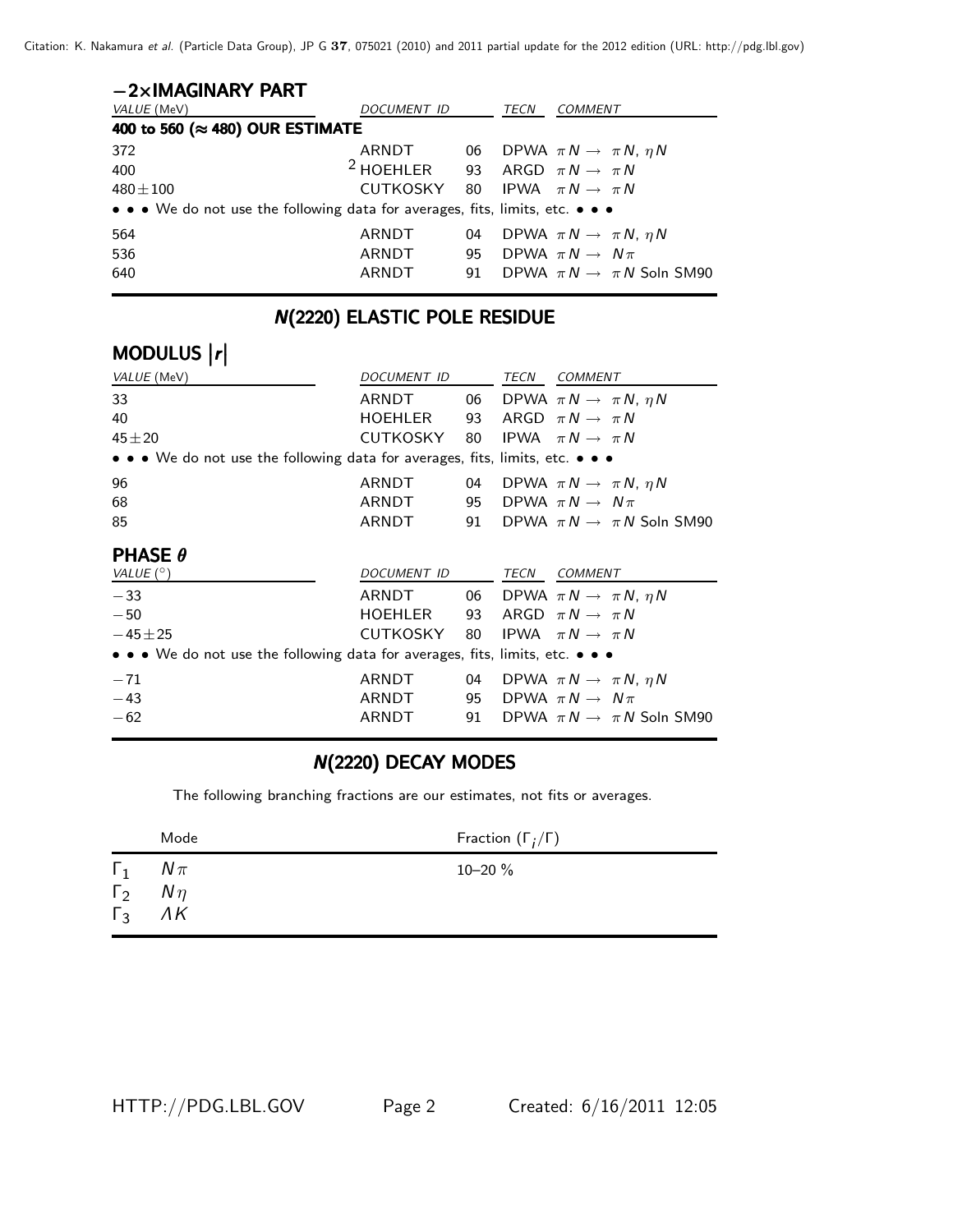### −2×IMAGINARY PART

| VALUE (MeV) | DOCUMENT ID | | TECN | COMMENT |
|---|---|---|---|---|
| **400 to 560 (≈ 480) OUR ESTIMATE** | | | | |
| 372 | ARNDT | 06 | DPWA | $\pi N \to \pi N$, $\eta N$ |
| 400 | [2] HOEHLER | 93 | ARGD | $\pi N \to \pi N$ |
| 480±100 | CUTKOSKY | 80 | IPWA | $\pi N \to \pi N$ |
| • • • We do not use the following data for averages, fits, limits, etc. • • • | | | | |
| 564 | ARNDT | 04 | DPWA | $\pi N \to \pi N$, $\eta N$ |
| 536 | ARNDT | 95 | DPWA | $\pi N \to N\pi$ |
| 640 | ARNDT | 91 | DPWA | $\pi N \to \pi N$ Soln SM90 |

## N(2220) ELASTIC POLE RESIDUE

### MODULUS |r|

| VALUE (MeV) | DOCUMENT ID | | TECN | COMMENT |
|---|---|---|---|---|
| 33 | ARNDT | 06 | DPWA | $\pi N \to \pi N$, $\eta N$ |
| 40 | HOEHLER | 93 | ARGD | $\pi N \to \pi N$ |
| 45±20 | CUTKOSKY | 80 | IPWA | $\pi N \to \pi N$ |
| • • • We do not use the following data for averages, fits, limits, etc. • • • | | | | |
| 96 | ARNDT | 04 | DPWA | $\pi N \to \pi N$, $\eta N$ |
| 68 | ARNDT | 95 | DPWA | $\pi N \to N\pi$ |
| 85 | ARNDT | 91 | DPWA | $\pi N \to \pi N$ Soln SM90 |

### PHASE θ

| VALUE (°) | DOCUMENT ID | | TECN | COMMENT |
|---|---|---|---|---|
| −33 | ARNDT | 06 | DPWA | $\pi N \to \pi N$, $\eta N$ |
| −50 | HOEHLER | 93 | ARGD | $\pi N \to \pi N$ |
| −45±25 | CUTKOSKY | 80 | IPWA | $\pi N \to \pi N$ |
| • • • We do not use the following data for averages, fits, limits, etc. • • • | | | | |
| −71 | ARNDT | 04 | DPWA | $\pi N \to \pi N$, $\eta N$ |
| −43 | ARNDT | 95 | DPWA | $\pi N \to N\pi$ |
| −62 | ARNDT | 91 | DPWA | $\pi N \to \pi N$ Soln SM90 |

## N(2220) DECAY MODES

The following branching fractions are our estimates, not fits or averages.

| | Mode | Fraction ($\Gamma_i/\Gamma$) |
|---|---|---|
| $\Gamma_1$ | $N\pi$ | 10–20 % |
| $\Gamma_2$ | $N\eta$ | |
| $\Gamma_3$ | $\Lambda K$ | |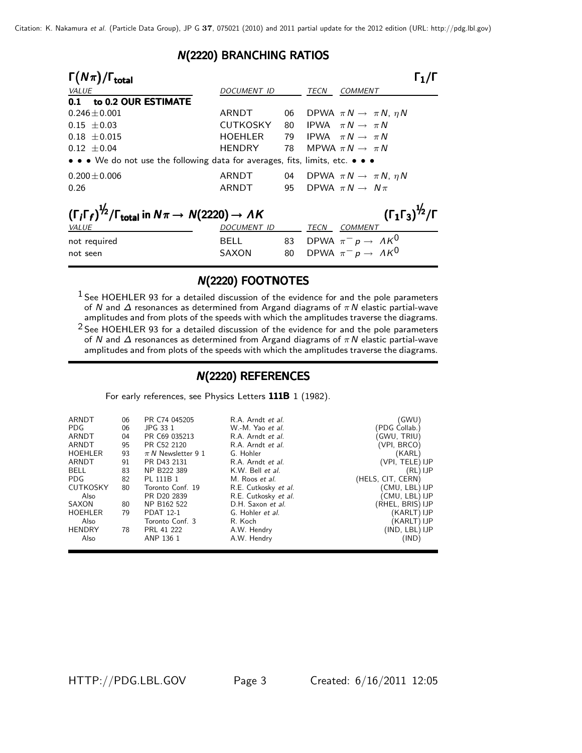## N(2220) BRANCHING RATIOS

**$\Gamma(N\pi)/\Gamma_{\text{total}}$** $\Gamma_1/\Gamma$

| VALUE | DOCUMENT ID | | TECN | COMMENT |
|---|---|---|---|---|
| **0.1 to 0.2 OUR ESTIMATE** | | | | |
| $0.246 \pm 0.001$ | ARNDT | 06 | DPWA | $\pi N \rightarrow \pi N, \eta N$ |
| $0.15 \pm 0.03$ | CUTKOSKY | 80 | IPWA | $\pi N \rightarrow \pi N$ |
| $0.18 \pm 0.015$ | HOEHLER | 79 | IPWA | $\pi N \rightarrow \pi N$ |
| $0.12 \pm 0.04$ | HENDRY | 78 | MPWA | $\pi N \rightarrow \pi N$ |
| • • • We do not use the following data for averages, fits, limits, etc. • • • | | | | |
| $0.200 \pm 0.006$ | ARNDT | 04 | DPWA | $\pi N \rightarrow \pi N, \eta N$ |
| 0.26 | ARNDT | 95 | DPWA | $\pi N \rightarrow N\pi$ |

**$(\Gamma_i\Gamma_f)^{1/2}/\Gamma_{\text{total}}$ in $N\pi \rightarrow N(2220) \rightarrow \Lambda K$** $(\Gamma_1\Gamma_3)^{1/2}/\Gamma$

| VALUE | DOCUMENT ID | | TECN | COMMENT |
|---|---|---|---|---|
| not required | BELL | 83 | DPWA | $\pi^- p \rightarrow \Lambda K^0$ |
| not seen | SAXON | 80 | DPWA | $\pi^- p \rightarrow \Lambda K^0$ |

## N(2220) FOOTNOTES

[1] See HOEHLER 93 for a detailed discussion of the evidence for and the pole parameters of $N$ and $\Delta$ resonances as determined from Argand diagrams of $\pi N$ elastic partial-wave amplitudes and from plots of the speeds with which the amplitudes traverse the diagrams.

[2] See HOEHLER 93 for a detailed discussion of the evidence for and the pole parameters of $N$ and $\Delta$ resonances as determined from Argand diagrams of $\pi N$ elastic partial-wave amplitudes and from plots of the speeds with which the amplitudes traverse the diagrams.

## N(2220) REFERENCES

For early references, see Physics Letters **111B** 1 (1982).

| | | | | |
|---|---|---|---|---|
| ARNDT | 06 | PR C74 045205 | R.A. Arndt *et al.* | (GWU) |
| PDG | 06 | JPG 33 1 | W.-M. Yao *et al.* | (PDG Collab.) |
| ARNDT | 04 | PR C69 035213 | R.A. Arndt *et al.* | (GWU, TRIU) |
| ARNDT | 95 | PR C52 2120 | R.A. Arndt *et al.* | (VPI, BRCO) |
| HOEHLER | 93 | $\pi N$ Newsletter 9 1 | G. Hohler | (KARL) |
| ARNDT | 91 | PR D43 2131 | R.A. Arndt *et al.* | (VPI, TELE) IJP |
| BELL | 83 | NP B222 389 | K.W. Bell *et al.* | (RL) IJP |
| PDG | 82 | PL 111B 1 | M. Roos *et al.* | (HELS, CIT, CERN) |
| CUTKOSKY | 80 | Toronto Conf. 19 | R.E. Cutkosky *et al.* | (CMU, LBL) IJP |
| Also | | PR D20 2839 | R.E. Cutkosky *et al.* | (CMU, LBL) IJP |
| SAXON | 80 | NP B162 522 | D.H. Saxon *et al.* | (RHEL, BRIS) IJP |
| HOEHLER | 79 | PDAT 12-1 | G. Hohler *et al.* | (KARLT) IJP |
| Also | | Toronto Conf. 3 | R. Koch | (KARLT) IJP |
| HENDRY | 78 | PRL 41 222 | A.W. Hendry | (IND, LBL) IJP |
| Also | | ANP 136 1 | A.W. Hendry | (IND) |